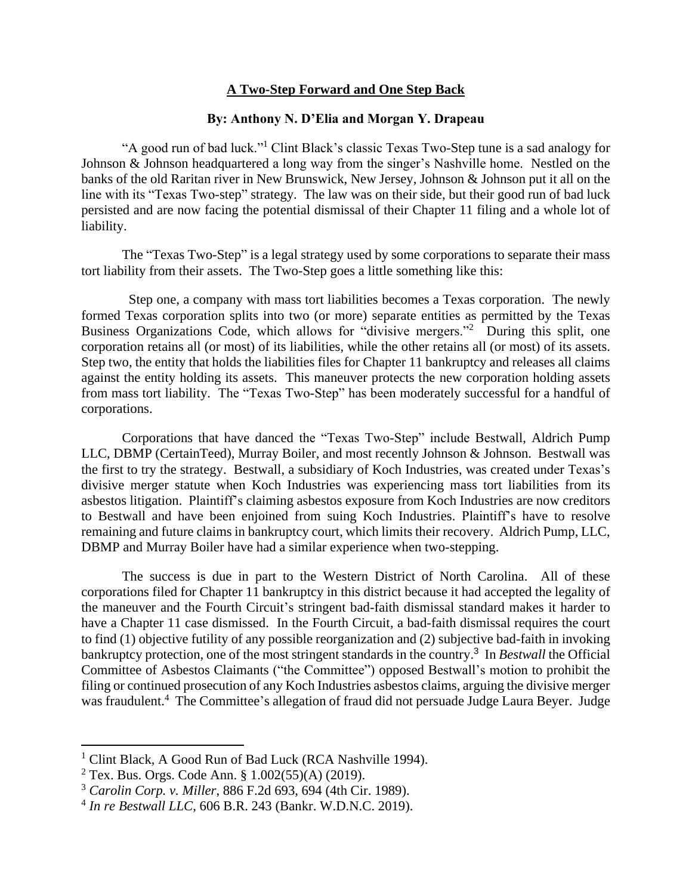**A Two-Step Forward and One Step Back**

**By: Anthony N. D'Elia and Morgan Y. Drapeau**

"A good run of bad luck."[1] Clint Black's classic Texas Two-Step tune is a sad analogy for Johnson & Johnson headquartered a long way from the singer's Nashville home. Nestled on the banks of the old Raritan river in New Brunswick, New Jersey, Johnson & Johnson put it all on the line with its "Texas Two-step" strategy. The law was on their side, but their good run of bad luck persisted and are now facing the potential dismissal of their Chapter 11 filing and a whole lot of liability.

The "Texas Two-Step" is a legal strategy used by some corporations to separate their mass tort liability from their assets. The Two-Step goes a little something like this:

Step one, a company with mass tort liabilities becomes a Texas corporation. The newly formed Texas corporation splits into two (or more) separate entities as permitted by the Texas Business Organizations Code, which allows for "divisive mergers."[2] During this split, one corporation retains all (or most) of its liabilities, while the other retains all (or most) of its assets. Step two, the entity that holds the liabilities files for Chapter 11 bankruptcy and releases all claims against the entity holding its assets. This maneuver protects the new corporation holding assets from mass tort liability. The "Texas Two-Step" has been moderately successful for a handful of corporations.

Corporations that have danced the "Texas Two-Step" include Bestwall, Aldrich Pump LLC, DBMP (CertainTeed), Murray Boiler, and most recently Johnson & Johnson. Bestwall was the first to try the strategy. Bestwall, a subsidiary of Koch Industries, was created under Texas's divisive merger statute when Koch Industries was experiencing mass tort liabilities from its asbestos litigation. Plaintiff's claiming asbestos exposure from Koch Industries are now creditors to Bestwall and have been enjoined from suing Koch Industries. Plaintiff's have to resolve remaining and future claims in bankruptcy court, which limits their recovery. Aldrich Pump, LLC, DBMP and Murray Boiler have had a similar experience when two-stepping.

The success is due in part to the Western District of North Carolina. All of these corporations filed for Chapter 11 bankruptcy in this district because it had accepted the legality of the maneuver and the Fourth Circuit's stringent bad-faith dismissal standard makes it harder to have a Chapter 11 case dismissed. In the Fourth Circuit, a bad-faith dismissal requires the court to find (1) objective futility of any possible reorganization and (2) subjective bad-faith in invoking bankruptcy protection, one of the most stringent standards in the country.[3] In *Bestwall* the Official Committee of Asbestos Claimants ("the Committee") opposed Bestwall's motion to prohibit the filing or continued prosecution of any Koch Industries asbestos claims, arguing the divisive merger was fraudulent.[4] The Committee's allegation of fraud did not persuade Judge Laura Beyer. Judge

---

[1] Clint Black, A Good Run of Bad Luck (RCA Nashville 1994).

[2] Tex. Bus. Orgs. Code Ann. § 1.002(55)(A) (2019).

[3] *Carolin Corp. v. Miller*, 886 F.2d 693, 694 (4th Cir. 1989).

[4] *In re Bestwall LLC*, 606 B.R. 243 (Bankr. W.D.N.C. 2019).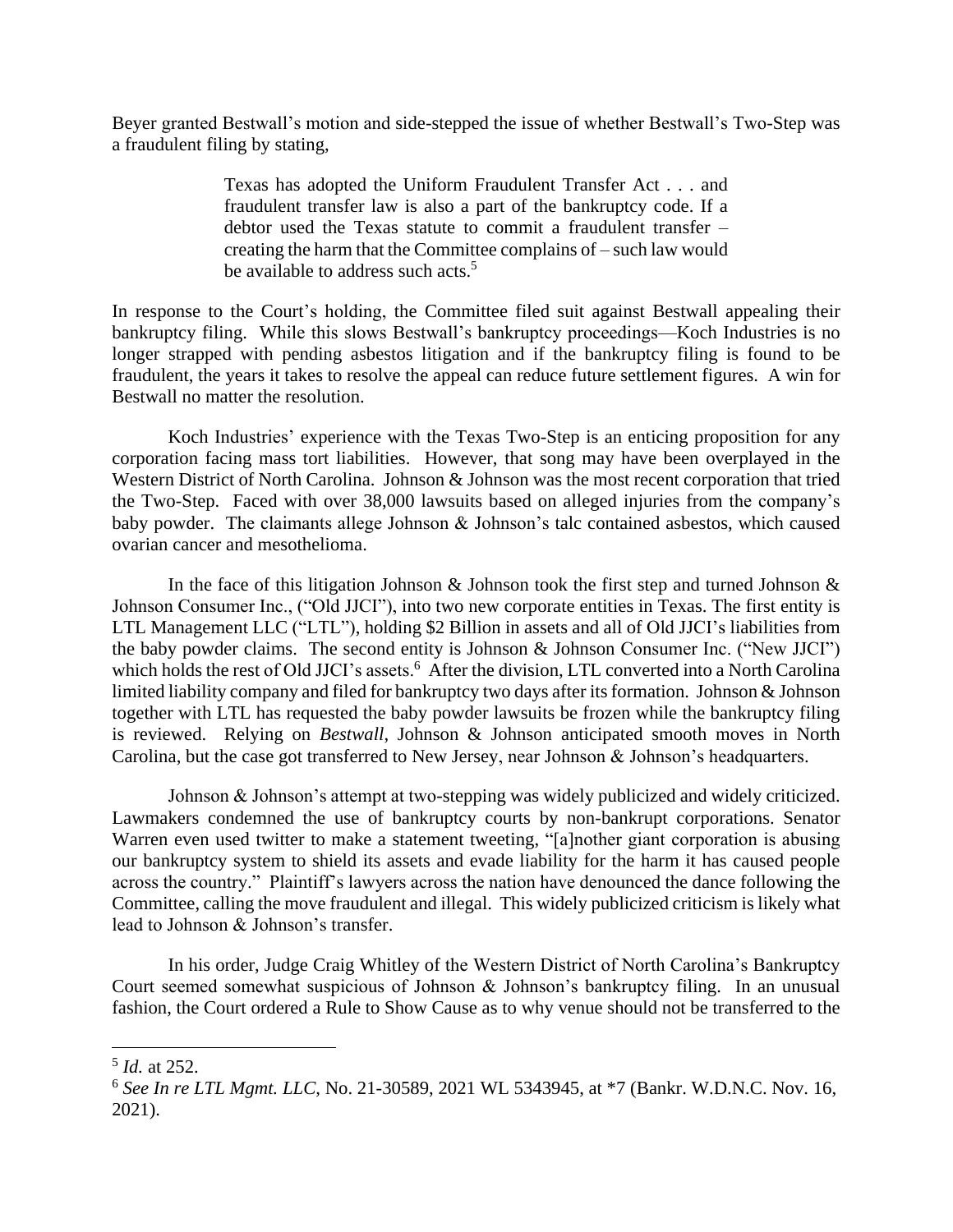Beyer granted Bestwall's motion and side-stepped the issue of whether Bestwall's Two-Step was a fraudulent filing by stating,

> Texas has adopted the Uniform Fraudulent Transfer Act . . . and fraudulent transfer law is also a part of the bankruptcy code. If a debtor used the Texas statute to commit a fraudulent transfer – creating the harm that the Committee complains of – such law would be available to address such acts.[5]

In response to the Court's holding, the Committee filed suit against Bestwall appealing their bankruptcy filing. While this slows Bestwall's bankruptcy proceedings—Koch Industries is no longer strapped with pending asbestos litigation and if the bankruptcy filing is found to be fraudulent, the years it takes to resolve the appeal can reduce future settlement figures. A win for Bestwall no matter the resolution.

Koch Industries' experience with the Texas Two-Step is an enticing proposition for any corporation facing mass tort liabilities. However, that song may have been overplayed in the Western District of North Carolina. Johnson & Johnson was the most recent corporation that tried the Two-Step. Faced with over 38,000 lawsuits based on alleged injuries from the company's baby powder. The claimants allege Johnson & Johnson's talc contained asbestos, which caused ovarian cancer and mesothelioma.

In the face of this litigation Johnson & Johnson took the first step and turned Johnson & Johnson Consumer Inc., ("Old JJCI"), into two new corporate entities in Texas. The first entity is LTL Management LLC ("LTL"), holding $2 Billion in assets and all of Old JJCI's liabilities from the baby powder claims. The second entity is Johnson & Johnson Consumer Inc. ("New JJCI") which holds the rest of Old JJCI's assets.[6] After the division, LTL converted into a North Carolina limited liability company and filed for bankruptcy two days after its formation. Johnson & Johnson together with LTL has requested the baby powder lawsuits be frozen while the bankruptcy filing is reviewed. Relying on *Bestwall*, Johnson & Johnson anticipated smooth moves in North Carolina, but the case got transferred to New Jersey, near Johnson & Johnson's headquarters.

Johnson & Johnson's attempt at two-stepping was widely publicized and widely criticized. Lawmakers condemned the use of bankruptcy courts by non-bankrupt corporations. Senator Warren even used twitter to make a statement tweeting, "[a]nother giant corporation is abusing our bankruptcy system to shield its assets and evade liability for the harm it has caused people across the country." Plaintiff's lawyers across the nation have denounced the dance following the Committee, calling the move fraudulent and illegal. This widely publicized criticism is likely what lead to Johnson & Johnson's transfer.

In his order, Judge Craig Whitley of the Western District of North Carolina's Bankruptcy Court seemed somewhat suspicious of Johnson & Johnson's bankruptcy filing. In an unusual fashion, the Court ordered a Rule to Show Cause as to why venue should not be transferred to the

---

[5] *Id.* at 252.

[6] *See In re LTL Mgmt. LLC*, No. 21-30589, 2021 WL 5343945, at *7 (Bankr. W.D.N.C. Nov. 16, 2021).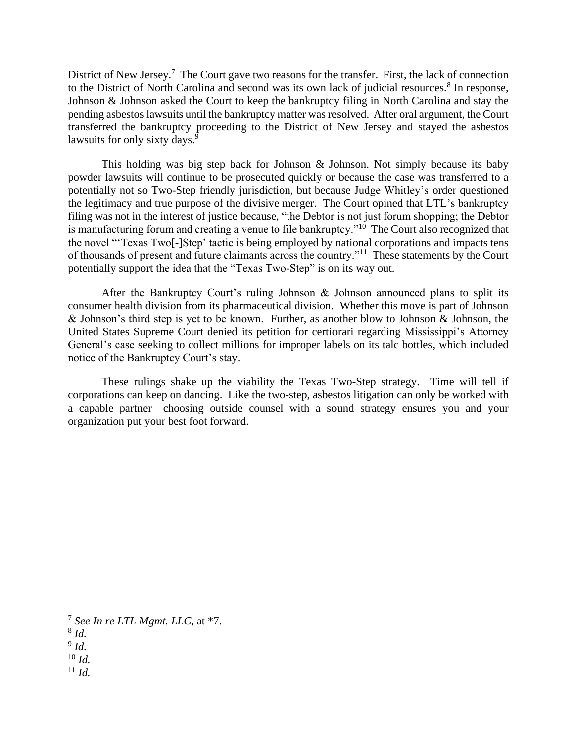District of New Jersey.[7] The Court gave two reasons for the transfer. First, the lack of connection to the District of North Carolina and second was its own lack of judicial resources.[8] In response, Johnson & Johnson asked the Court to keep the bankruptcy filing in North Carolina and stay the pending asbestos lawsuits until the bankruptcy matter was resolved. After oral argument, the Court transferred the bankruptcy proceeding to the District of New Jersey and stayed the asbestos lawsuits for only sixty days.[9]

This holding was big step back for Johnson & Johnson. Not simply because its baby powder lawsuits will continue to be prosecuted quickly or because the case was transferred to a potentially not so Two-Step friendly jurisdiction, but because Judge Whitley's order questioned the legitimacy and true purpose of the divisive merger. The Court opined that LTL's bankruptcy filing was not in the interest of justice because, "the Debtor is not just forum shopping; the Debtor is manufacturing forum and creating a venue to file bankruptcy."[10] The Court also recognized that the novel "'Texas Two[-]Step' tactic is being employed by national corporations and impacts tens of thousands of present and future claimants across the country."[11] These statements by the Court potentially support the idea that the "Texas Two-Step" is on its way out.

After the Bankruptcy Court's ruling Johnson & Johnson announced plans to split its consumer health division from its pharmaceutical division. Whether this move is part of Johnson & Johnson's third step is yet to be known. Further, as another blow to Johnson & Johnson, the United States Supreme Court denied its petition for certiorari regarding Mississippi's Attorney General's case seeking to collect millions for improper labels on its talc bottles, which included notice of the Bankruptcy Court's stay.

These rulings shake up the viability the Texas Two-Step strategy. Time will tell if corporations can keep on dancing. Like the two-step, asbestos litigation can only be worked with a capable partner—choosing outside counsel with a sound strategy ensures you and your organization put your best foot forward.

---

[7] *See In re LTL Mgmt. LLC*, at *7.
[8] *Id.*
[9] *Id.*
[10] *Id.*
[11] *Id.*